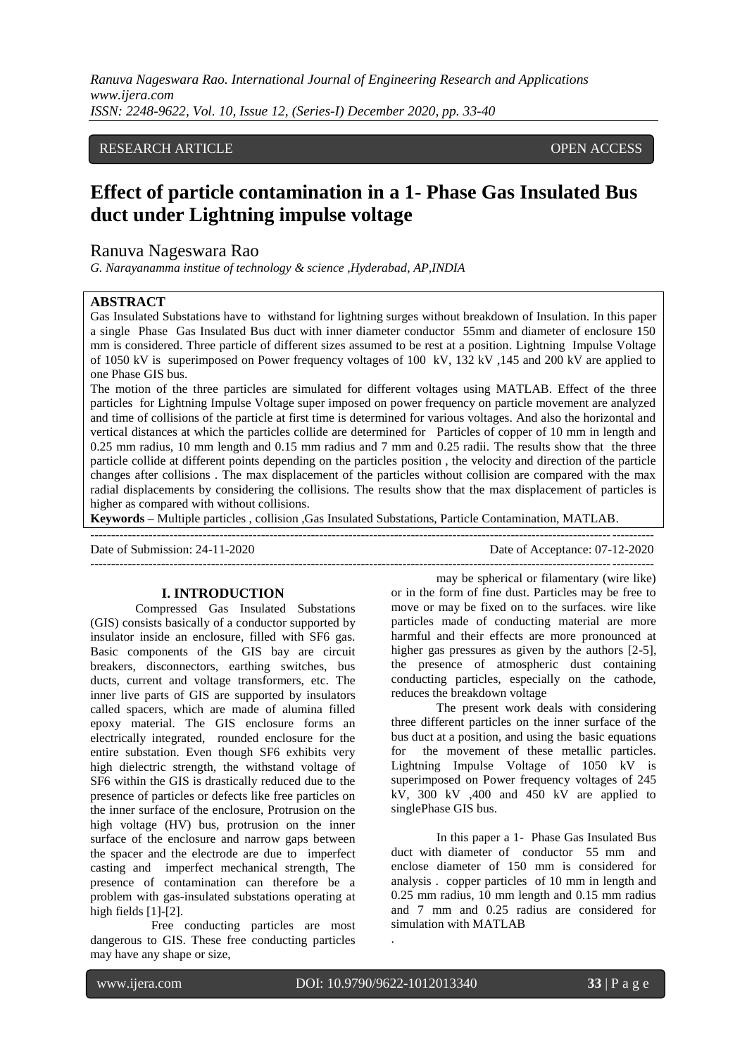RESEARCH ARTICLE OPEN ACCESS

# Effect of particle contamination in a 1- Phase Gas Insulated Bus duct under Lightning impulse voltage

Ranuva Nageswara Rao

*G. Narayanamma institue of technology & science ,Hyderabad, AP,INDIA*

## ABSTRACT

Gas Insulated Substations have to withstand for lightning surges without breakdown of Insulation. In this paper a single Phase Gas Insulated Bus duct with inner diameter conductor 55mm and diameter of enclosure 150 mm is considered. Three particle of different sizes assumed to be rest at a position. Lightning Impulse Voltage of 1050 kV is superimposed on Power frequency voltages of 100 kV, 132 kV ,145 and 200 kV are applied to one Phase GIS bus.

The motion of the three particles are simulated for different voltages using MATLAB. Effect of the three particles for Lightning Impulse Voltage super imposed on power frequency on particle movement are analyzed and time of collisions of the particle at first time is determined for various voltages. And also the horizontal and vertical distances at which the particles collide are determined for Particles of copper of 10 mm in length and 0.25 mm radius, 10 mm length and 0.15 mm radius and 7 mm and 0.25 radii. The results show that the three particle collide at different points depending on the particles position , the velocity and direction of the particle changes after collisions . The max displacement of the particles without collision are compared with the max radial displacements by considering the collisions. The results show that the max displacement of particles is higher as compared with without collisions.

**Keywords –** Multiple particles , collision ,Gas Insulated Substations, Particle Contamination, MATLAB.

Date of Submission: 24-11-2020 Date of Acceptance: 07-12-2020

## I. INTRODUCTION

Compressed Gas Insulated Substations (GIS) consists basically of a conductor supported by insulator inside an enclosure, filled with SF6 gas. Basic components of the GIS bay are circuit breakers, disconnectors, earthing switches, bus ducts, current and voltage transformers, etc. The inner live parts of GIS are supported by insulators called spacers, which are made of alumina filled epoxy material. The GIS enclosure forms an electrically integrated, rounded enclosure for the entire substation. Even though SF6 exhibits very high dielectric strength, the withstand voltage of SF6 within the GIS is drastically reduced due to the presence of particles or defects like free particles on the inner surface of the enclosure, Protrusion on the high voltage (HV) bus, protrusion on the inner surface of the enclosure and narrow gaps between the spacer and the electrode are due to imperfect casting and imperfect mechanical strength, The presence of contamination can therefore be a problem with gas-insulated substations operating at high fields [1]-[2].

Free conducting particles are most dangerous to GIS. These free conducting particles may have any shape or size, may be spherical or filamentary (wire like) or in the form of fine dust. Particles may be free to move or may be fixed on to the surfaces. wire like particles made of conducting material are more harmful and their effects are more pronounced at higher gas pressures as given by the authors [2-5], the presence of atmospheric dust containing conducting particles, especially on the cathode, reduces the breakdown voltage

The present work deals with considering three different particles on the inner surface of the bus duct at a position, and using the basic equations for the movement of these metallic particles. Lightning Impulse Voltage of 1050 kV is superimposed on Power frequency voltages of 245 kV, 300 kV ,400 and 450 kV are applied to singlePhase GIS bus.

In this paper a 1- Phase Gas Insulated Bus duct with diameter of conductor 55 mm and enclose diameter of 150 mm is considered for analysis . copper particles of 10 mm in length and 0.25 mm radius, 10 mm length and 0.15 mm radius and 7 mm and 0.25 radius are considered for simulation with MATLAB

.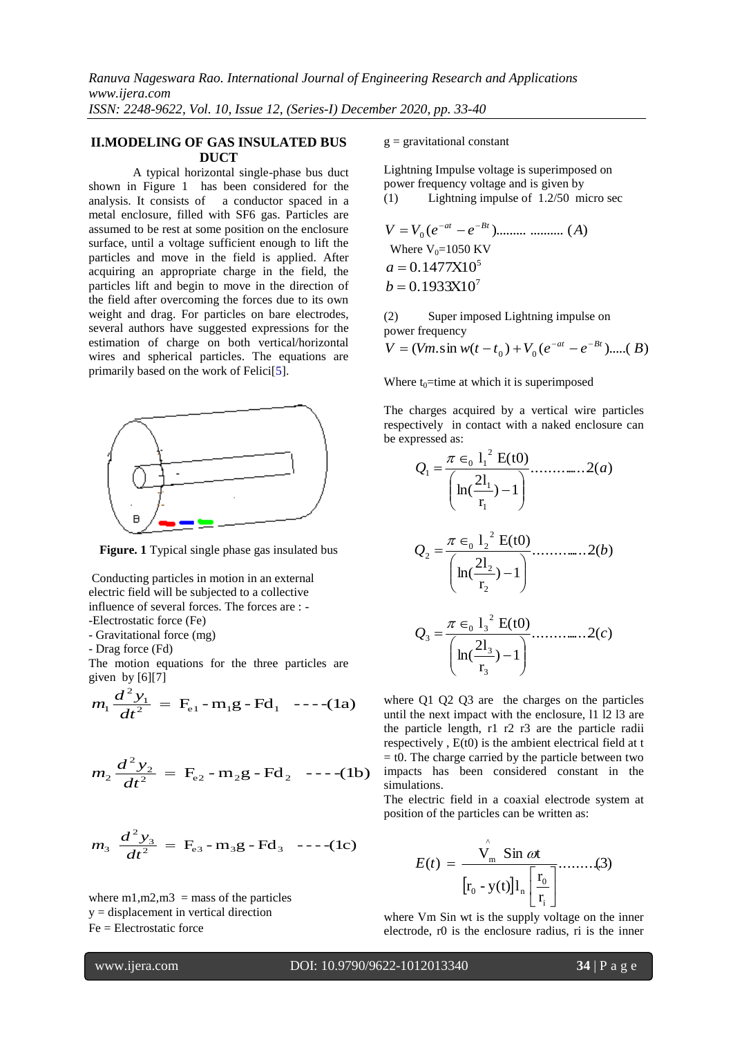## II.MODELING OF GAS INSULATED BUS DUCT

A typical horizontal single-phase bus duct shown in Figure 1 has been considered for the analysis. It consists of a conductor spaced in a metal enclosure, filled with SF6 gas. Particles are assumed to be rest at some position on the enclosure surface, until a voltage sufficient enough to lift the particles and move in the field is applied. After acquiring an appropriate charge in the field, the particles lift and begin to move in the direction of the field after overcoming the forces due to its own weight and drag. For particles on bare electrodes, several authors have suggested expressions for the estimation of charge on both vertical/horizontal wires and spherical particles. The equations are primarily based on the work of Felici[5].

**Figure. 1** Typical single phase gas insulated bus

Conducting particles in motion in an external electric field will be subjected to a collective influence of several forces. The forces are : -

- Electrostatic force (Fe)
- Gravitational force (mg)
- Drag force (Fd)

The motion equations for the three particles are given by [6][7]

$$m_1 \frac{d^2 y_1}{dt^2} = \mathrm{F_{e1} - m_1 g - Fd_1} \quad \text{----(1a)}$$

$$m_2 \frac{d^2 y_2}{dt^2} = \mathrm{F_{e2} - m_2 g - Fd_2} \quad \text{----(1b)}$$

$$m_3 \frac{d^2 y_3}{dt^2} = \mathrm{F_{e3} - m_3 g - Fd_3} \quad \text{----(1c)}$$

where m1,m2,m3 = mass of the particles
y = displacement in vertical direction
Fe = Electrostatic force
g = gravitational constant

Lightning Impulse voltage is superimposed on power frequency voltage and is given by

(1) Lightning impulse of 1.2/50 micro sec

$$V = V_0(e^{-at} - e^{-Bt}) \text{......... .......... } (A)$$

Where $V_0$=1050 KV

$$a = 0.1477X10^5$$

$$b = 0.1933X10^7$$

(2) Super imposed Lightning impulse on power frequency

$$V = (Vm.\sin w(t - t_0) + V_0(e^{-at} - e^{-Bt}) \text{.....}(B)$$

Where $t_0$=time at which it is superimposed

The charges acquired by a vertical wire particles respectively in contact with a naked enclosure can be expressed as:

$$Q_1 = \frac{\pi \in_0 l_1^2 \, E(t0)}{\left(\ln(\frac{2l_1}{r_1}) - 1\right)} \text{..............}2(a)$$

$$Q_2 = \frac{\pi \in_0 l_2^2 \, E(t0)}{\left(\ln(\frac{2l_2}{r_2}) - 1\right)} \text{..............}2(b)$$

$$Q_3 = \frac{\pi \in_0 l_3^2 \, E(t0)}{\left(\ln(\frac{2l_3}{r_3}) - 1\right)} \text{..............}2(c)$$

where Q1 Q2 Q3 are the charges on the particles until the next impact with the enclosure, l1 l2 l3 are the particle length, r1 r2 r3 are the particle radii respectively , E(t0) is the ambient electrical field at t = t0. The charge carried by the particle between two impacts has been considered constant in the simulations.

The electric field in a coaxial electrode system at position of the particles can be written as:

$$E(t) = \frac{\hat{V}_m \ \mathrm{Sin}\ \omega t}{[\mathrm{r_0 - y(t)}]\mathrm{l_n}\left[\frac{\mathrm{r_0}}{\mathrm{r_i}}\right]} \text{.........}(3)$$

where Vm Sin wt is the supply voltage on the inner electrode, r0 is the enclosure radius, ri is the inner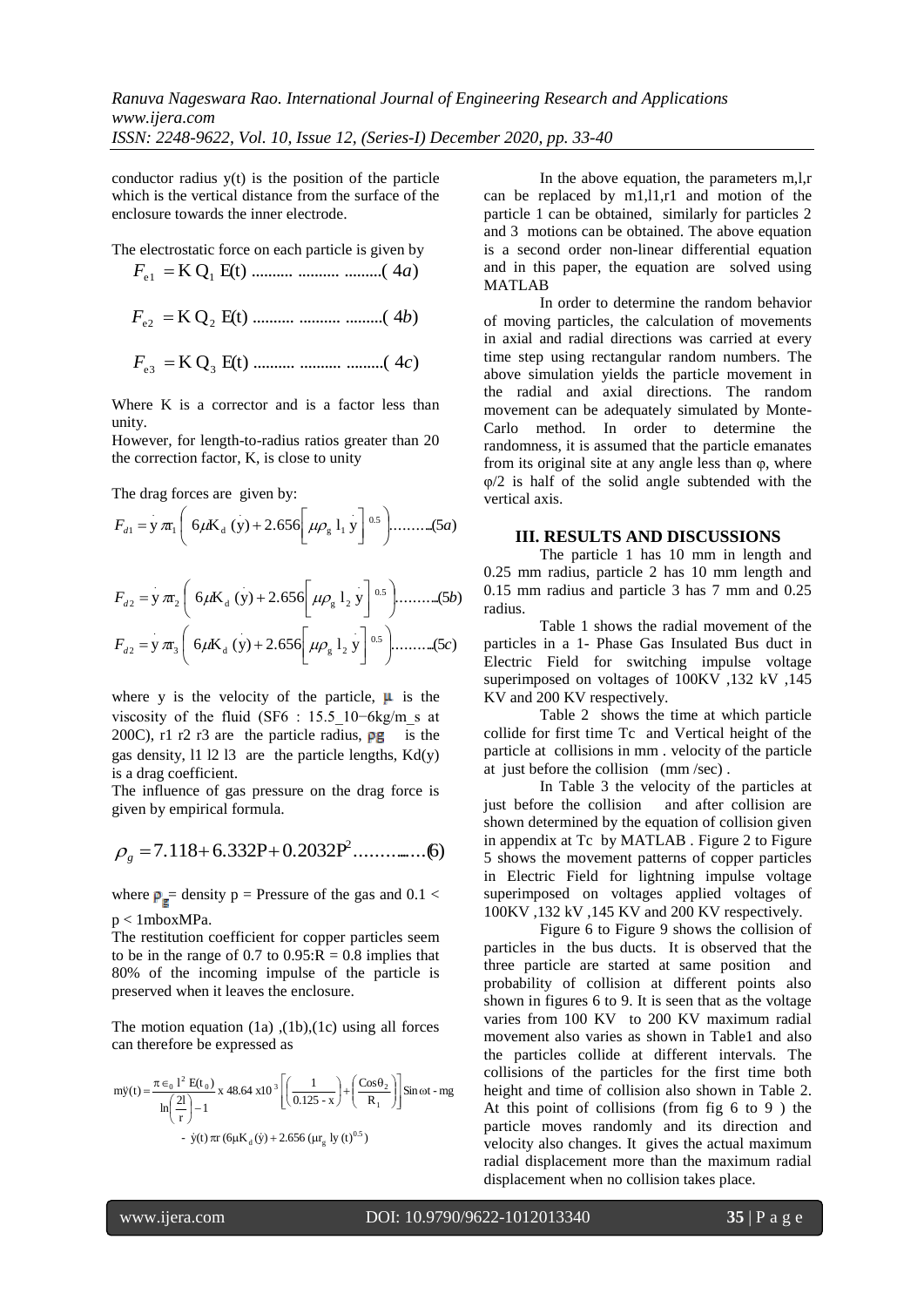conductor radius y(t) is the position of the particle which is the vertical distance from the surface of the enclosure towards the inner electrode.

The electrostatic force on each particle is given by

$$F_{e1} = \mathrm{K}\,\mathrm{Q}_1\,\mathrm{E(t)} \text{ .......... .......... .........} (4a)$$

$$F_{e2} = \mathrm{K}\,\mathrm{Q}_2\,\mathrm{E(t)} \text{ .......... .......... .........} (4b)$$

$$F_{e3} = \mathrm{K}\,\mathrm{Q}_3\,\mathrm{E(t)} \text{ .......... .......... .........} (4c)$$

Where K is a corrector and is a factor less than unity.

However, for length-to-radius ratios greater than 20 the correction factor, K, is close to unity

The drag forces are given by:

$$F_{d1} = \dot{y}\,\pi r_1 \left( 6\mu K_d\,(\dot{y}) + 2.656\left[\mu\rho_g\, l_1\,\dot{y}\right]^{0.5} \right) \text{.........}(5a)$$

$$F_{d2} = \dot{y}\,\pi r_2 \left( 6\mu K_d\,(\dot{y}) + 2.656\left[\mu\rho_g\, l_2\,\dot{y}\right]^{0.5} \right) \text{.........}(5b)$$

$$F_{d2} = \dot{y}\,\pi r_3 \left( 6\mu K_d\,(\dot{y}) + 2.656\left[\mu\rho_g\, l_2\,\dot{y}\right]^{0.5} \right) \text{.........}(5c)$$

where y is the velocity of the particle, $\mu$ is the viscosity of the fluid (SF6 : 15.5_10−6kg/m_s at 200C), r1 r2 r3 are the particle radius, $\rho_g$ is the gas density, l1 l2 l3 are the particle lengths, Kd(y) is a drag coefficient.

The influence of gas pressure on the drag force is given by empirical formula.

$$\rho_g = 7.118 + 6.332\mathrm{P} + 0.2032\mathrm{P}^2 \text{..............}(6)$$

where $\rho_g$= density p = Pressure of the gas and 0.1 < p < 1mboxMPa.

The restitution coefficient for copper particles seem to be in the range of 0.7 to 0.95:R = 0.8 implies that 80% of the incoming impulse of the particle is preserved when it leaves the enclosure.

The motion equation (1a) ,(1b),(1c) using all forces can therefore be expressed as

$$m\ddot{y}(t) = \frac{\pi \epsilon_0\, l^2\, E(t_0)}{\ln\left(\frac{2l}{r}\right) - 1} \times 48.64 \times 10^3 \left[ \left( \frac{1}{0.125 - x} \right) + \left( \frac{\mathrm{Cos}\theta_2}{R_1} \right) \right] \mathrm{Sin}\,\omega t - mg$$
$$- \dot{y}(t)\,\pi r\,(6\mu K_d(\dot{y}) + 2.656\,(\mu r_g\, ly\,(t)^{0.5})$$

In the above equation, the parameters m,l,r can be replaced by m1,l1,r1 and motion of the particle 1 can be obtained, similarly for particles 2 and 3 motions can be obtained. The above equation is a second order non-linear differential equation and in this paper, the equation are solved using MATLAB

In order to determine the random behavior of moving particles, the calculation of movements in axial and radial directions was carried at every time step using rectangular random numbers. The above simulation yields the particle movement in the radial and axial directions. The random movement can be adequately simulated by Monte-Carlo method. In order to determine the randomness, it is assumed that the particle emanates from its original site at any angle less than φ, where φ/2 is half of the solid angle subtended with the vertical axis.

## III. RESULTS AND DISCUSSIONS

The particle 1 has 10 mm in length and 0.25 mm radius, particle 2 has 10 mm length and 0.15 mm radius and particle 3 has 7 mm and 0.25 radius.

Table 1 shows the radial movement of the particles in a 1- Phase Gas Insulated Bus duct in Electric Field for switching impulse voltage superimposed on voltages of 100KV ,132 kV ,145 KV and 200 KV respectively.

Table 2 shows the time at which particle collide for first time Tc and Vertical height of the particle at collisions in mm . velocity of the particle at just before the collision (mm /sec) .

In Table 3 the velocity of the particles at just before the collision and after collision are shown determined by the equation of collision given in appendix at Tc by MATLAB . Figure 2 to Figure 5 shows the movement patterns of copper particles in Electric Field for lightning impulse voltage superimposed on voltages applied voltages of 100KV ,132 kV ,145 KV and 200 KV respectively.

Figure 6 to Figure 9 shows the collision of particles in the bus ducts. It is observed that the three particle are started at same position and probability of collision at different points also shown in figures 6 to 9. It is seen that as the voltage varies from 100 KV to 200 KV maximum radial movement also varies as shown in Table1 and also the particles collide at different intervals. The collisions of the particles for the first time both height and time of collision also shown in Table 2. At this point of collisions (from fig 6 to 9 ) the particle moves randomly and its direction and velocity also changes. It gives the actual maximum radial displacement more than the maximum radial displacement when no collision takes place.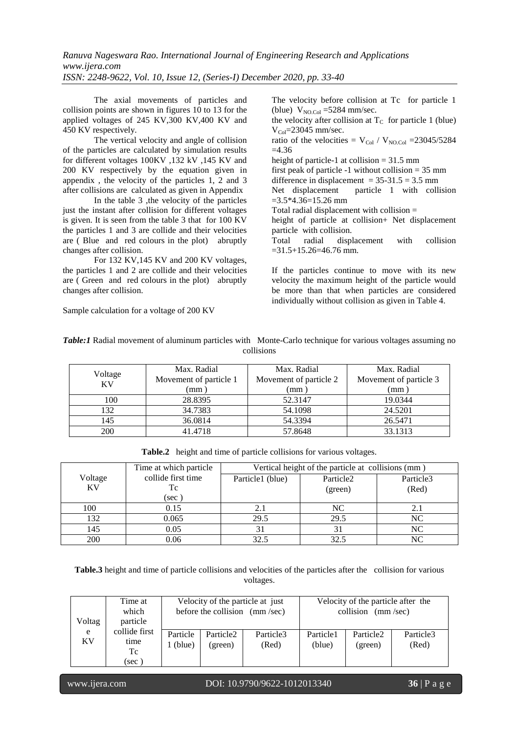The axial movements of particles and collision points are shown in figures 10 to 13 for the applied voltages of 245 KV,300 KV,400 KV and 450 KV respectively.

The vertical velocity and angle of collision of the particles are calculated by simulation results for different voltages 100KV ,132 kV ,145 KV and 200 KV respectively by the equation given in appendix , the velocity of the particles 1, 2 and 3 after collisions are calculated as given in Appendix

In the table 3 ,the velocity of the particles just the instant after collision for different voltages is given. It is seen from the table 3 that for 100 KV the particles 1 and 3 are collide and their velocities are ( Blue and red colours in the plot) abruptly changes after collision.

For 132 KV,145 KV and 200 KV voltages, the particles 1 and 2 are collide and their velocities are ( Green and red colours in the plot) abruptly changes after collision.

Sample calculation for a voltage of 200 KV

The velocity before collision at Tc for particle 1 (blue) $V_{NO.Col}$ =5284 mm/sec.

the velocity after collision at $T_C$ for particle 1 (blue) $V_{Col}$=23045 mm/sec.

ratio of the velocities = $V_{Col}$ / $V_{NO.Col}$ =23045/5284 =4.36

height of particle-1 at collision = 31.5 mm

first peak of particle -1 without collision = 35 mm

difference in displacement = 35-31.5 = 3.5 mm

Net displacement particle 1 with collision =3.5*4.36=15.26 mm

Total radial displacement with collision =

height of particle at collision+ Net displacement particle with collision.

Total radial displacement with collision =31.5+15.26=46.76 mm.

If the particles continue to move with its new velocity the maximum height of the particle would be more than that when particles are considered individually without collision as given in Table 4.

***Table:1*** Radial movement of aluminum particles with Monte-Carlo technique for various voltages assuming no collisions

| Voltage KV | Max. Radial Movement of particle 1 (mm ) | Max. Radial Movement of particle 2 (mm ) | Max. Radial Movement of particle 3 (mm ) |
|---|---|---|---|
| 100 | 28.8395 | 52.3147 | 19.0344 |
| 132 | 34.7383 | 54.1098 | 24.5201 |
| 145 | 36.0814 | 54.3394 | 26.5471 |
| 200 | 41.4718 | 57.8648 | 33.1313 |

**Table.2** height and time of particle collisions for various voltages.

| Voltage KV | Time at which particle collide first time Tc (sec ) | Vertical height of the particle at collisions (mm ) | | |
|---|---|---|---|---|
| | | Particle1 (blue) | Particle2 (green) | Particle3 (Red) |
| 100 | 0.15 | 2.1 | NC | 2.1 |
| 132 | 0.065 | 29.5 | 29.5 | NC |
| 145 | 0.05 | 31 | 31 | NC |
| 200 | 0.06 | 32.5 | 32.5 | NC |

**Table.3** height and time of particle collisions and velocities of the particles after the collision for various voltages.

| Voltage KV | Time at which particle collide first time Tc (sec ) | Velocity of the particle at just before the collision (mm /sec) | | | Velocity of the particle after the collision (mm /sec) | | |
|---|---|---|---|---|---|---|---|
| | | Particle 1 (blue) | Particle2 (green) | Particle3 (Red) | Particle1 (blue) | Particle2 (green) | Particle3 (Red) |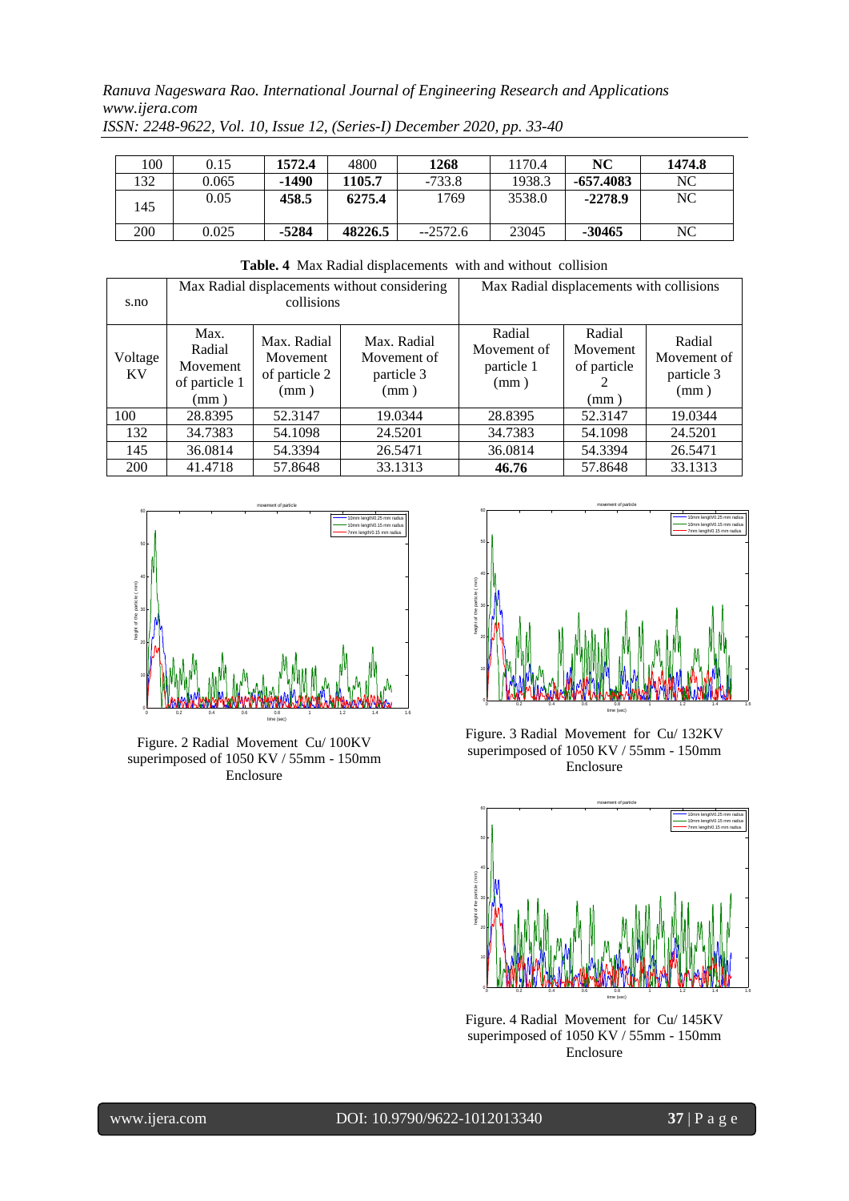| 100 | 0.15 | **1572.4** | 4800 | **1268** | 1170.4 | **NC** | **1474.8** |
|---|---|---|---|---|---|---|---|
| 132 | 0.065 | **-1490** | **1105.7** | -733.8 | 1938.3 | **-657.4083** | NC |
| 145 | 0.05 | **458.5** | **6275.4** | 1769 | 3538.0 | **-2278.9** | NC |
| 200 | 0.025 | **-5284** | **48226.5** | --2572.6 | 23045 | **-30465** | NC |

**Table. 4** Max Radial displacements with and without collision

| s.no | Max Radial displacements without considering collisions | | | Max Radial displacements with collisions | | |
|---|---|---|---|---|---|---|
| Voltage KV | Max. Radial Movement of particle 1 (mm ) | Max. Radial Movement of particle 2 (mm ) | Max. Radial Movement of particle 3 (mm ) | Radial Movement of particle 1 (mm ) | Radial Movement of particle 2 (mm ) | Radial Movement of particle 3 (mm ) |
| 100 | 28.8395 | 52.3147 | 19.0344 | 28.8395 | 52.3147 | 19.0344 |
| 132 | 34.7383 | 54.1098 | 24.5201 | 34.7383 | 54.1098 | 24.5201 |
| 145 | 36.0814 | 54.3394 | 26.5471 | 36.0814 | 54.3394 | 26.5471 |
| 200 | 41.4718 | 57.8648 | 33.1313 | **46.76** | 57.8648 | 33.1313 |

Figure. 2 Radial Movement Cu/ 100KV superimposed of 1050 KV / 55mm - 150mm Enclosure

Figure. 3 Radial Movement for Cu/ 132KV superimposed of 1050 KV / 55mm - 150mm Enclosure

Figure. 4 Radial Movement for Cu/ 145KV superimposed of 1050 KV / 55mm - 150mm Enclosure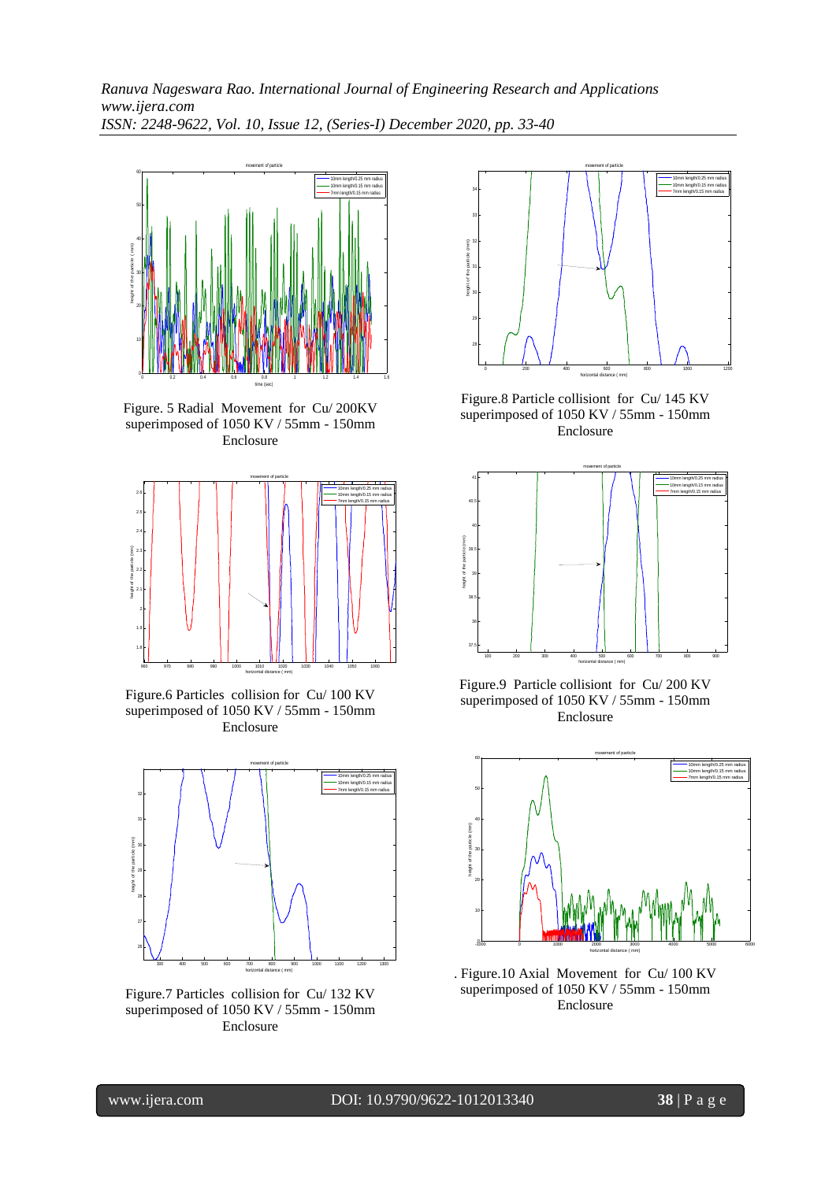Figure. 5 Radial Movement for Cu/ 200KV superimposed of 1050 KV / 55mm - 150mm Enclosure

Figure.6 Particles collision for Cu/ 100 KV superimposed of 1050 KV / 55mm - 150mm Enclosure

Figure.7 Particles collision for Cu/ 132 KV superimposed of 1050 KV / 55mm - 150mm Enclosure

Figure.8 Particle collisiont for Cu/ 145 KV superimposed of 1050 KV / 55mm - 150mm Enclosure

Figure.9 Particle collisiont for Cu/ 200 KV superimposed of 1050 KV / 55mm - 150mm Enclosure

. Figure.10 Axial Movement for Cu/ 100 KV superimposed of 1050 KV / 55mm - 150mm Enclosure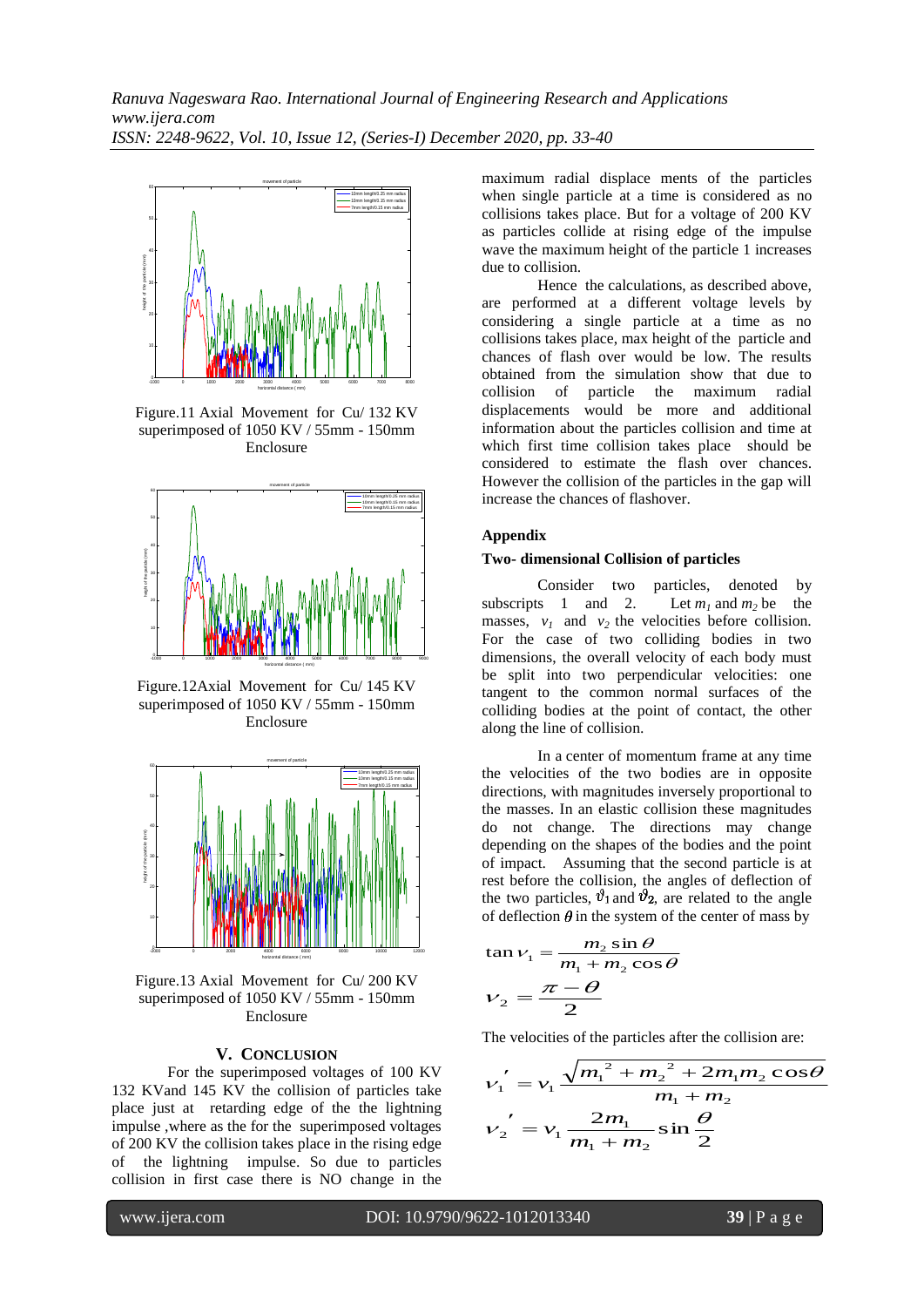Figure.11 Axial Movement for Cu/ 132 KV superimposed of 1050 KV / 55mm - 150mm Enclosure

Figure.12Axial Movement for Cu/ 145 KV superimposed of 1050 KV / 55mm - 150mm Enclosure

Figure.13 Axial Movement for Cu/ 200 KV superimposed of 1050 KV / 55mm - 150mm Enclosure

## V. Conclusion

For the superimposed voltages of 100 KV 132 KVand 145 KV the collision of particles take place just at retarding edge of the the lightning impulse ,where as the for the superimposed voltages of 200 KV the collision takes place in the rising edge of the lightning impulse. So due to particles collision in first case there is NO change in the maximum radial displace ments of the particles when single particle at a time is considered as no collisions takes place. But for a voltage of 200 KV as particles collide at rising edge of the impulse wave the maximum height of the particle 1 increases due to collision.

Hence the calculations, as described above, are performed at a different voltage levels by considering a single particle at a time as no collisions takes place, max height of the particle and chances of flash over would be low. The results obtained from the simulation show that due to collision of particle the maximum radial displacements would be more and additional information about the particles collision and time at which first time collision takes place should be considered to estimate the flash over chances. However the collision of the particles in the gap will increase the chances of flashover.

### Appendix

#### Two- dimensional Collision of particles

Consider two particles, denoted by subscripts 1 and 2. Let $m_1$ and $m_2$ be the masses, $v_1$ and $v_2$ the velocities before collision. For the case of two colliding bodies in two dimensions, the overall velocity of each body must be split into two perpendicular velocities: one tangent to the common normal surfaces of the colliding bodies at the point of contact, the other along the line of collision.

In a center of momentum frame at any time the velocities of the two bodies are in opposite directions, with magnitudes inversely proportional to the masses. In an elastic collision these magnitudes do not change. The directions may change depending on the shapes of the bodies and the point of impact. Assuming that the second particle is at rest before the collision, the angles of deflection of the two particles, $\vartheta_1$ and $\vartheta_2$, are related to the angle of deflection $\theta$ in the system of the center of mass by

$$\tan v_1 = \frac{m_2 \sin\theta}{m_1 + m_2 \cos\theta}$$

$$v_2 = \frac{\pi - \theta}{2}$$

The velocities of the particles after the collision are:

$$v_1' = v_1 \frac{\sqrt{m_1^2 + m_2^2 + 2m_1 m_2 \cos\theta}}{m_1 + m_2}$$

$$v_2' = v_1 \frac{2m_1}{m_1 + m_2} \sin\frac{\theta}{2}$$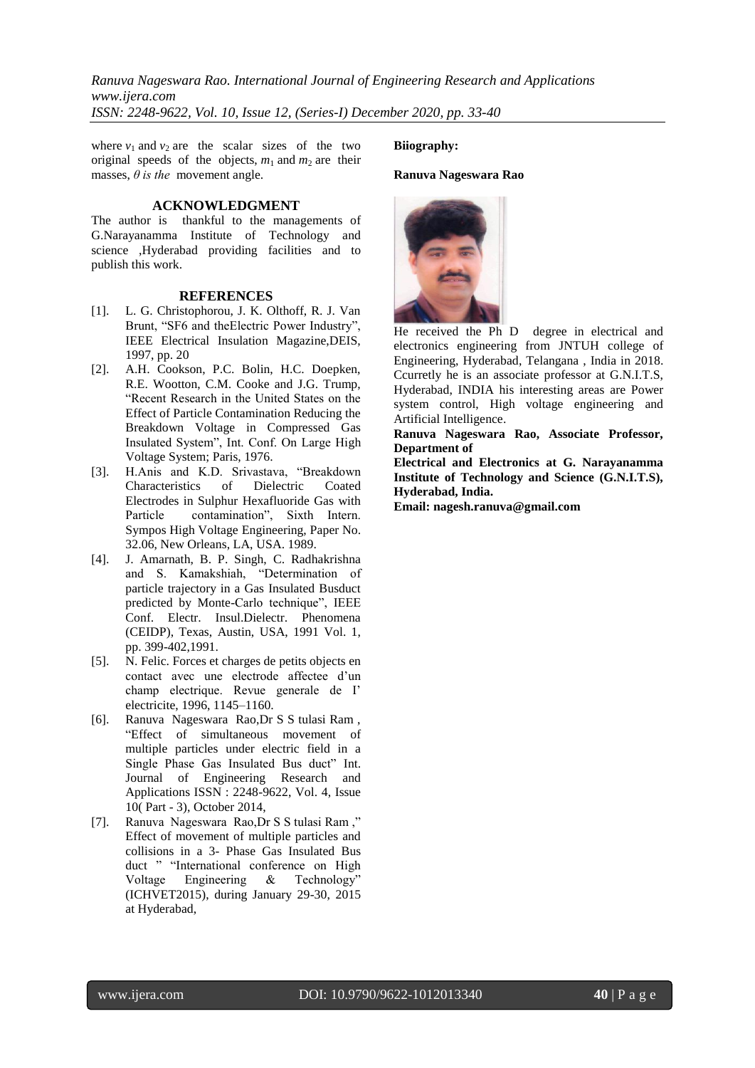where $v_1$ and $v_2$ are the scalar sizes of the two original speeds of the objects, $m_1$ and $m_2$ are their masses, $\theta$ *is the* movement angle.

## ACKNOWLEDGMENT

The author is thankful to the managements of G.Narayanamma Institute of Technology and science ,Hyderabad providing facilities and to publish this work.

## REFERENCES

[1]. L. G. Christophorou, J. K. Olthoff, R. J. Van Brunt, "SF6 and theElectric Power Industry", IEEE Electrical Insulation Magazine,DEIS, 1997, pp. 20

[2]. A.H. Cookson, P.C. Bolin, H.C. Doepken, R.E. Wootton, C.M. Cooke and J.G. Trump, "Recent Research in the United States on the Effect of Particle Contamination Reducing the Breakdown Voltage in Compressed Gas Insulated System", Int. Conf. On Large High Voltage System; Paris, 1976.

[3]. H.Anis and K.D. Srivastava, "Breakdown Characteristics of Dielectric Coated Electrodes in Sulphur Hexafluoride Gas with Particle contamination", Sixth Intern. Sympos High Voltage Engineering, Paper No. 32.06, New Orleans, LA, USA. 1989.

[4]. J. Amarnath, B. P. Singh, C. Radhakrishna and S. Kamakshiah, "Determination of particle trajectory in a Gas Insulated Busduct predicted by Monte-Carlo technique", IEEE Conf. Electr. Insul.Dielectr. Phenomena (CEIDP), Texas, Austin, USA, 1991 Vol. 1, pp. 399-402,1991.

[5]. N. Felic. Forces et charges de petits objects en contact avec une electrode affectee d'un champ electrique. Revue generale de I' electricite, 1996, 1145–1160.

[6]. Ranuva Nageswara Rao,Dr S S tulasi Ram , "Effect of simultaneous movement of multiple particles under electric field in a Single Phase Gas Insulated Bus duct" Int. Journal of Engineering Research and Applications ISSN : 2248-9622, Vol. 4, Issue 10( Part - 3), October 2014,

[7]. Ranuva Nageswara Rao,Dr S S tulasi Ram ," Effect of movement of multiple particles and collisions in a 3- Phase Gas Insulated Bus duct " "International conference on High Voltage Engineering & Technology" (ICHVET2015), during January 29-30, 2015 at Hyderabad,

**Biiography:**

**Ranuva Nageswara Rao**

He received the Ph D degree in electrical and electronics engineering from JNTUH college of Engineering, Hyderabad, Telangana , India in 2018. Ccurretly he is an associate professor at G.N.I.T.S, Hyderabad, INDIA his interesting areas are Power system control, High voltage engineering and Artificial Intelligence.

**Ranuva Nageswara Rao, Associate Professor, Department of**

**Electrical and Electronics at G. Narayanamma Institute of Technology and Science (G.N.I.T.S), Hyderabad, India.**

**Email: nagesh.ranuva@gmail.com**